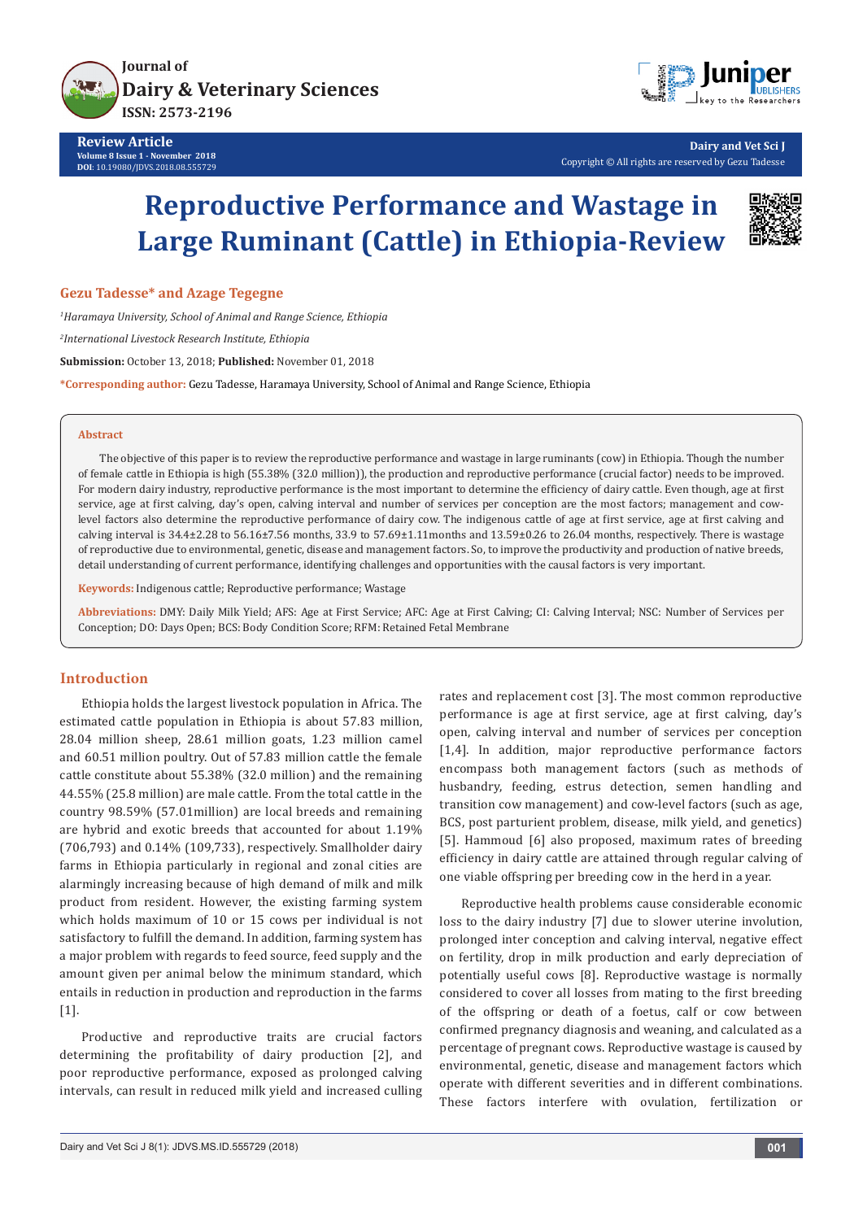# Reproductive Performance and Wastage in Large Ruminant (Cattle) in Ethiopia-Review

**Gezu Tadesse* and Azage Tegegne**

[1]*Haramaya University, School of Animal and Range Science, Ethiopia*

[2]*International Livestock Research Institute, Ethiopia*

**Submission:** October 13, 2018; **Published:** November 01, 2018

***Corresponding author:** Gezu Tadesse, Haramaya University, School of Animal and Range Science, Ethiopia

## Abstract

The objective of this paper is to review the reproductive performance and wastage in large ruminants (cow) in Ethiopia. Though the number of female cattle in Ethiopia is high (55.38% (32.0 million)), the production and reproductive performance (crucial factor) needs to be improved. For modern dairy industry, reproductive performance is the most important to determine the efficiency of dairy cattle. Even though, age at first service, age at first calving, day's open, calving interval and number of services per conception are the most factors; management and cow-level factors also determine the reproductive performance of dairy cow. The indigenous cattle of age at first service, age at first calving and calving interval is 34.4±2.28 to 56.16±7.56 months, 33.9 to 57.69±1.11months and 13.59±0.26 to 26.04 months, respectively. There is wastage of reproductive due to environmental, genetic, disease and management factors. So, to improve the productivity and production of native breeds, detail understanding of current performance, identifying challenges and opportunities with the causal factors is very important.

**Keywords:** Indigenous cattle; Reproductive performance; Wastage

**Abbreviations:** DMY: Daily Milk Yield; AFS: Age at First Service; AFC: Age at First Calving; CI: Calving Interval; NSC: Number of Services per Conception; DO: Days Open; BCS: Body Condition Score; RFM: Retained Fetal Membrane

## Introduction

Ethiopia holds the largest livestock population in Africa. The estimated cattle population in Ethiopia is about 57.83 million, 28.04 million sheep, 28.61 million goats, 1.23 million camel and 60.51 million poultry. Out of 57.83 million cattle the female cattle constitute about 55.38% (32.0 million) and the remaining 44.55% (25.8 million) are male cattle. From the total cattle in the country 98.59% (57.01million) are local breeds and remaining are hybrid and exotic breeds that accounted for about 1.19% (706,793) and 0.14% (109,733), respectively. Smallholder dairy farms in Ethiopia particularly in regional and zonal cities are alarmingly increasing because of high demand of milk and milk product from resident. However, the existing farming system which holds maximum of 10 or 15 cows per individual is not satisfactory to fulfill the demand. In addition, farming system has a major problem with regards to feed source, feed supply and the amount given per animal below the minimum standard, which entails in reduction in production and reproduction in the farms [1].

Productive and reproductive traits are crucial factors determining the profitability of dairy production [2], and poor reproductive performance, exposed as prolonged calving intervals, can result in reduced milk yield and increased culling rates and replacement cost [3]. The most common reproductive performance is age at first service, age at first calving, day's open, calving interval and number of services per conception [1,4]. In addition, major reproductive performance factors encompass both management factors (such as methods of husbandry, feeding, estrus detection, semen handling and transition cow management) and cow-level factors (such as age, BCS, post parturient problem, disease, milk yield, and genetics) [5]. Hammoud [6] also proposed, maximum rates of breeding efficiency in dairy cattle are attained through regular calving of one viable offspring per breeding cow in the herd in a year.

Reproductive health problems cause considerable economic loss to the dairy industry [7] due to slower uterine involution, prolonged inter conception and calving interval, negative effect on fertility, drop in milk production and early depreciation of potentially useful cows [8]. Reproductive wastage is normally considered to cover all losses from mating to the first breeding of the offspring or death of a foetus, calf or cow between confirmed pregnancy diagnosis and weaning, and calculated as a percentage of pregnant cows. Reproductive wastage is caused by environmental, genetic, disease and management factors which operate with different severities and in different combinations. These factors interfere with ovulation, fertilization or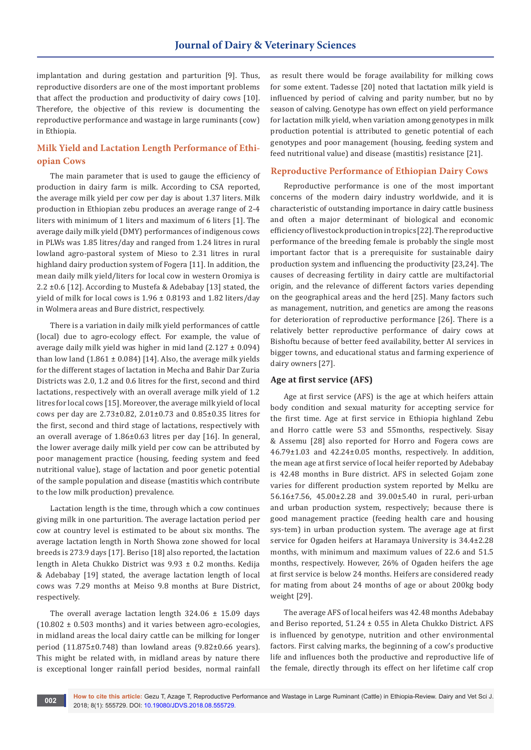implantation and during gestation and parturition [9]. Thus, reproductive disorders are one of the most important problems that affect the production and productivity of dairy cows [10]. Therefore, the objective of this review is documenting the reproductive performance and wastage in large ruminants (cow) in Ethiopia.

## Milk Yield and Lactation Length Performance of Ethiopian Cows

The main parameter that is used to gauge the efficiency of production in dairy farm is milk. According to CSA reported, the average milk yield per cow per day is about 1.37 liters. Milk production in Ethiopian zebu produces an average range of 2-4 liters with minimum of 1 liters and maximum of 6 liters [1]. The average daily milk yield (DMY) performances of indigenous cows in PLWs was 1.85 litres/day and ranged from 1.24 litres in rural lowland agro-pastoral system of Mieso to 2.31 litres in rural highland dairy production system of Fogera [11]. In addition, the mean daily milk yield/liters for local cow in western Oromiya is 2.2 ±0.6 [12]. According to Mustefa & Adebabay [13] stated, the yield of milk for local cows is 1.96 ± 0.8193 and 1.82 liters/day in Wolmera areas and Bure district, respectively.

There is a variation in daily milk yield performances of cattle (local) due to agro-ecology effect. For example, the value of average daily milk yield was higher in mid land (2.127 ± 0.094) than low land (1.861 ± 0.084) [14]. Also, the average milk yields for the different stages of lactation in Mecha and Bahir Dar Zuria Districts was 2.0, 1.2 and 0.6 litres for the first, second and third lactations, respectively with an overall average milk yield of 1.2 litres for local cows [15]. Moreover, the average milk yield of local cows per day are 2.73±0.82, 2.01±0.73 and 0.85±0.35 litres for the first, second and third stage of lactations, respectively with an overall average of 1.86±0.63 litres per day [16]. In general, the lower average daily milk yield per cow can be attributed by poor management practice (housing, feeding system and feed nutritional value), stage of lactation and poor genetic potential of the sample population and disease (mastitis which contribute to the low milk production) prevalence.

Lactation length is the time, through which a cow continues giving milk in one parturition. The average lactation period per cow at country level is estimated to be about six months. The average lactation length in North Showa zone showed for local breeds is 273.9 days [17]. Beriso [18] also reported, the lactation length in Aleta Chukko District was 9.93 ± 0.2 months. Kedija & Adebabay [19] stated, the average lactation length of local cows was 7.29 months at Meiso 9.8 months at Bure District, respectively.

The overall average lactation length 324.06 ± 15.09 days (10.802 ± 0.503 months) and it varies between agro-ecologies, in midland areas the local dairy cattle can be milking for longer period (11.875±0.748) than lowland areas (9.82±0.66 years). This might be related with, in midland areas by nature there is exceptional longer rainfall period besides, normal rainfall as result there would be forage availability for milking cows for some extent. Tadesse [20] noted that lactation milk yield is influenced by period of calving and parity number, but no by season of calving. Genotype has own effect on yield performance for lactation milk yield, when variation among genotypes in milk production potential is attributed to genetic potential of each genotypes and poor management (housing, feeding system and feed nutritional value) and disease (mastitis) resistance [21].

## Reproductive Performance of Ethiopian Dairy Cows

Reproductive performance is one of the most important concerns of the modern dairy industry worldwide, and it is characteristic of outstanding importance in dairy cattle business and often a major determinant of biological and economic efficiency of livestock production in tropics [22]. The reproductive performance of the breeding female is probably the single most important factor that is a prerequisite for sustainable dairy production system and influencing the productivity [23,24]. The causes of decreasing fertility in dairy cattle are multifactorial origin, and the relevance of different factors varies depending on the geographical areas and the herd [25]. Many factors such as management, nutrition, and genetics are among the reasons for deterioration of reproductive performance [26]. There is a relatively better reproductive performance of dairy cows at Bishoftu because of better feed availability, better AI services in bigger towns, and educational status and farming experience of dairy owners [27].

### Age at first service (AFS)

Age at first service (AFS) is the age at which heifers attain body condition and sexual maturity for accepting service for the first time. Age at first service in Ethiopia highland Zebu and Horro cattle were 53 and 55months, respectively. Sisay & Assemu [28] also reported for Horro and Fogera cows are 46.79±1.03 and 42.24±0.05 months, respectively. In addition, the mean age at first service of local heifer reported by Adebabay is 42.48 months in Bure district. AFS in selected Gojam zone varies for different production system reported by Melku are 56.16±7.56, 45.00±2.28 and 39.00±5.40 in rural, peri-urban and urban production system, respectively; because there is good management practice (feeding health care and housing sys-tem) in urban production system. The average age at first service for Ogaden heifers at Haramaya University is 34.4±2.28 months, with minimum and maximum values of 22.6 and 51.5 months, respectively. However, 26% of Ogaden heifers the age at first service is below 24 months. Heifers are considered ready for mating from about 24 months of age or about 200kg body weight [29].

The average AFS of local heifers was 42.48 months Adebabay and Beriso reported, 51.24 ± 0.55 in Aleta Chukko District. AFS is influenced by genotype, nutrition and other environmental factors. First calving marks, the beginning of a cow's productive life and influences both the productive and reproductive life of the female, directly through its effect on her lifetime calf crop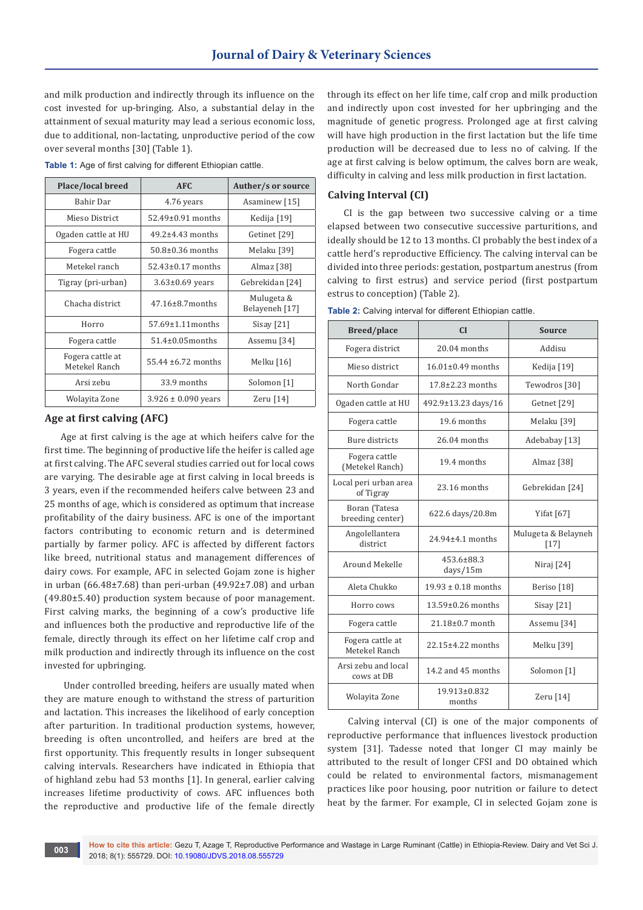and milk production and indirectly through its influence on the cost invested for up-bringing. Also, a substantial delay in the attainment of sexual maturity may lead a serious economic loss, due to additional, non-lactating, unproductive period of the cow over several months [30] (Table 1).

**Table 1:** Age of first calving for different Ethiopian cattle.

| Place/local breed | AFC | Auther/s or source |
|---|---|---|
| Bahir Dar | 4.76 years | Asaminew [15] |
| Mieso District | 52.49±0.91 months | Kedija [19] |
| Ogaden cattle at HU | 49.2±4.43 months | Getinet [29] |
| Fogera cattle | 50.8±0.36 months | Melaku [39] |
| Metekel ranch | 52.43±0.17 months | Almaz [38] |
| Tigray (pri-urban) | 3.63±0.69 years | Gebrekidan [24] |
| Chacha district | 47.16±8.7months | Mulugeta & Belayeneh [17] |
| Horro | 57.69±1.11months | Sisay [21] |
| Fogera cattle | 51.4±0.05months | Assemu [34] |
| Fogera cattle at Metekel Ranch | 55.44 ±6.72 months | Melku [16] |
| Arsi zebu | 33.9 months | Solomon [1] |
| Wolayita Zone | 3.926 ± 0.090 years | Zeru [14] |

## Age at first calving (AFC)

Age at first calving is the age at which heifers calve for the first time. The beginning of productive life the heifer is called age at first calving. The AFC several studies carried out for local cows are varying. The desirable age at first calving in local breeds is 3 years, even if the recommended heifers calve between 23 and 25 months of age, which is considered as optimum that increase profitability of the dairy business. AFC is one of the important factors contributing to economic return and is determined partially by farmer policy. AFC is affected by different factors like breed, nutritional status and management differences of dairy cows. For example, AFC in selected Gojam zone is higher in urban (66.48±7.68) than peri-urban (49.92±7.08) and urban (49.80±5.40) production system because of poor management. First calving marks, the beginning of a cow's productive life and influences both the productive and reproductive life of the female, directly through its effect on her lifetime calf crop and milk production and indirectly through its influence on the cost invested for upbringing.

Under controlled breeding, heifers are usually mated when they are mature enough to withstand the stress of parturition and lactation. This increases the likelihood of early conception after parturition. In traditional production systems, however, breeding is often uncontrolled, and heifers are bred at the first opportunity. This frequently results in longer subsequent calving intervals. Researchers have indicated in Ethiopia that of highland zebu had 53 months [1]. In general, earlier calving increases lifetime productivity of cows. AFC influences both the reproductive and productive life of the female directly through its effect on her life time, calf crop and milk production and indirectly upon cost invested for her upbringing and the magnitude of genetic progress. Prolonged age at first calving will have high production in the first lactation but the life time production will be decreased due to less no of calving. If the age at first calving is below optimum, the calves born are weak, difficulty in calving and less milk production in first lactation.

## Calving Interval (CI)

CI is the gap between two successive calving or a time elapsed between two consecutive successive parturitions, and ideally should be 12 to 13 months. CI probably the best index of a cattle herd's reproductive Efficiency. The calving interval can be divided into three periods: gestation, postpartum anestrus (from calving to first estrus) and service period (first postpartum estrus to conception) (Table 2).

**Table 2:** Calving interval for different Ethiopian cattle.

| Breed/place | CI | Source |
|---|---|---|
| Fogera district | 20.04 months | Addisu |
| Mieso district | 16.01±0.49 months | Kedija [19] |
| North Gondar | 17.8±2.23 months | Tewodros [30] |
| Ogaden cattle at HU | 492.9±13.23 days/16 | Getnet [29] |
| Fogera cattle | 19.6 months | Melaku [39] |
| Bure districts | 26.04 months | Adebabay [13] |
| Fogera cattle (Metekel Ranch) | 19.4 months | Almaz [38] |
| Local peri urban area of Tigray | 23.16 months | Gebrekidan [24] |
| Boran (Tatesa breeding center) | 622.6 days/20.8m | Yifat [67] |
| Angolellantera district | 24.94±4.1 months | Mulugeta & Belayneh [17] |
| Around Mekelle | 453.6±88.3 days/15m | Niraj [24] |
| Aleta Chukko | 19.93 ± 0.18 months | Beriso [18] |
| Horro cows | 13.59±0.26 months | Sisay [21] |
| Fogera cattle | 21.18±0.7 month | Assemu [34] |
| Fogera cattle at Metekel Ranch | 22.15±4.22 months | Melku [39] |
| Arsi zebu and local cows at DB | 14.2 and 45 months | Solomon [1] |
| Wolayita Zone | 19.913±0.832 months | Zeru [14] |

Calving interval (CI) is one of the major components of reproductive performance that influences livestock production system [31]. Tadesse noted that longer CI may mainly be attributed to the result of longer CFSI and DO obtained which could be related to environmental factors, mismanagement practices like poor housing, poor nutrition or failure to detect heat by the farmer. For example, CI in selected Gojam zone is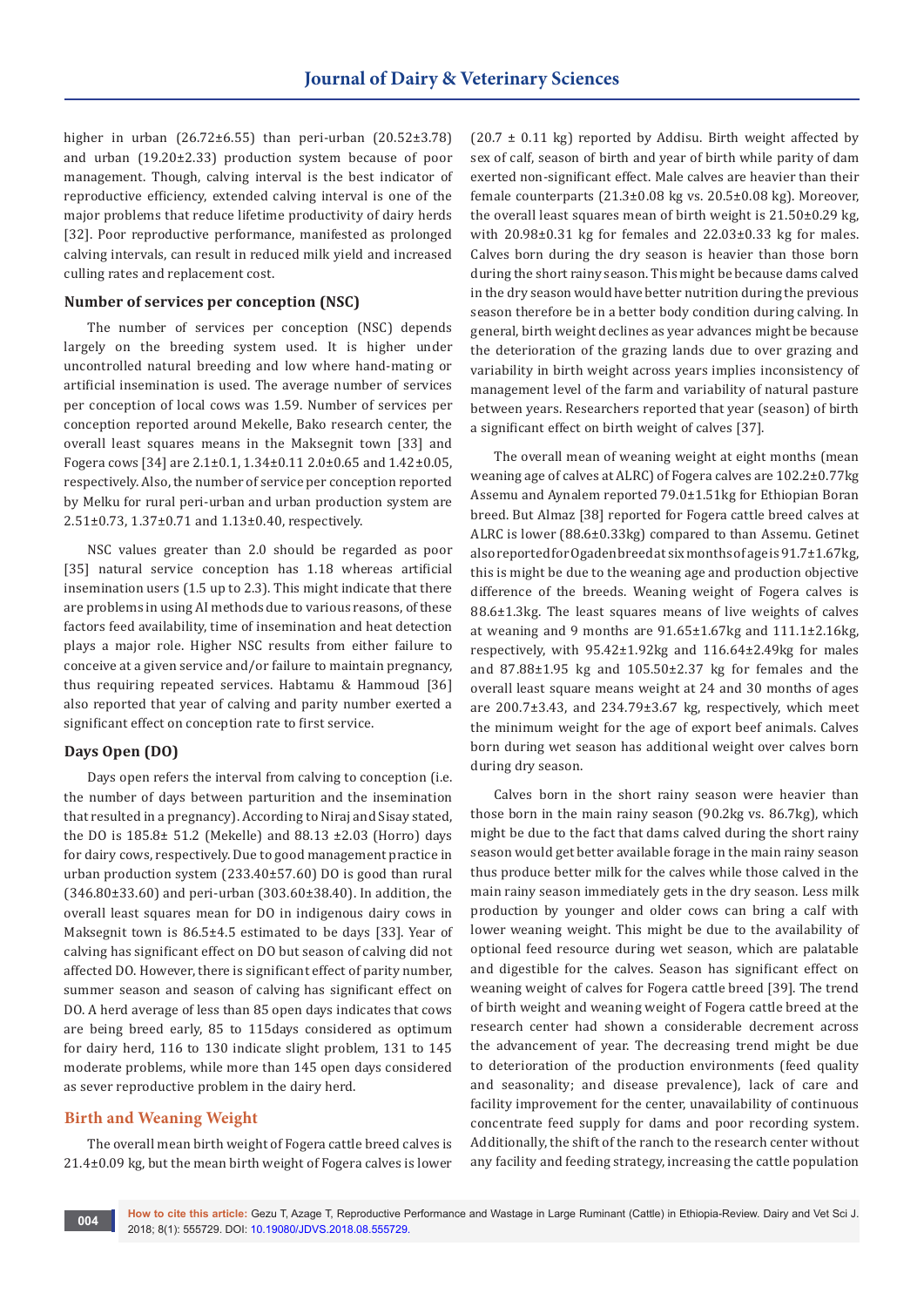higher in urban (26.72±6.55) than peri-urban (20.52±3.78) and urban (19.20±2.33) production system because of poor management. Though, calving interval is the best indicator of reproductive efficiency, extended calving interval is one of the major problems that reduce lifetime productivity of dairy herds [32]. Poor reproductive performance, manifested as prolonged calving intervals, can result in reduced milk yield and increased culling rates and replacement cost.

### Number of services per conception (NSC)

The number of services per conception (NSC) depends largely on the breeding system used. It is higher under uncontrolled natural breeding and low where hand-mating or artificial insemination is used. The average number of services per conception of local cows was 1.59. Number of services per conception reported around Mekelle, Bako research center, the overall least squares means in the Maksegnit town [33] and Fogera cows [34] are 2.1±0.1, 1.34±0.11 2.0±0.65 and 1.42±0.05, respectively. Also, the number of service per conception reported by Melku for rural peri-urban and urban production system are 2.51±0.73, 1.37±0.71 and 1.13±0.40, respectively.

NSC values greater than 2.0 should be regarded as poor [35] natural service conception has 1.18 whereas artificial insemination users (1.5 up to 2.3). This might indicate that there are problems in using AI methods due to various reasons, of these factors feed availability, time of insemination and heat detection plays a major role. Higher NSC results from either failure to conceive at a given service and/or failure to maintain pregnancy, thus requiring repeated services. Habtamu & Hammoud [36] also reported that year of calving and parity number exerted a significant effect on conception rate to first service.

### Days Open (DO)

Days open refers the interval from calving to conception (i.e. the number of days between parturition and the insemination that resulted in a pregnancy). According to Niraj and Sisay stated, the DO is 185.8± 51.2 (Mekelle) and 88.13 ±2.03 (Horro) days for dairy cows, respectively. Due to good management practice in urban production system (233.40±57.60) DO is good than rural (346.80±33.60) and peri-urban (303.60±38.40). In addition, the overall least squares mean for DO in indigenous dairy cows in Maksegnit town is 86.5±4.5 estimated to be days [33]. Year of calving has significant effect on DO but season of calving did not affected DO. However, there is significant effect of parity number, summer season and season of calving has significant effect on DO. A herd average of less than 85 open days indicates that cows are being breed early, 85 to 115days considered as optimum for dairy herd, 116 to 130 indicate slight problem, 131 to 145 moderate problems, while more than 145 open days considered as sever reproductive problem in the dairy herd.

## Birth and Weaning Weight

The overall mean birth weight of Fogera cattle breed calves is 21.4±0.09 kg, but the mean birth weight of Fogera calves is lower (20.7 ± 0.11 kg) reported by Addisu. Birth weight affected by sex of calf, season of birth and year of birth while parity of dam exerted non-significant effect. Male calves are heavier than their female counterparts (21.3±0.08 kg vs. 20.5±0.08 kg). Moreover, the overall least squares mean of birth weight is 21.50±0.29 kg, with 20.98±0.31 kg for females and 22.03±0.33 kg for males. Calves born during the dry season is heavier than those born during the short rainy season. This might be because dams calved in the dry season would have better nutrition during the previous season therefore be in a better body condition during calving. In general, birth weight declines as year advances might be because the deterioration of the grazing lands due to over grazing and variability in birth weight across years implies inconsistency of management level of the farm and variability of natural pasture between years. Researchers reported that year (season) of birth a significant effect on birth weight of calves [37].

The overall mean of weaning weight at eight months (mean weaning age of calves at ALRC) of Fogera calves are 102.2±0.77kg Assemu and Aynalem reported 79.0±1.51kg for Ethiopian Boran breed. But Almaz [38] reported for Fogera cattle breed calves at ALRC is lower (88.6±0.33kg) compared to than Assemu. Getinet also reported for Ogaden breed at six months of age is 91.7±1.67kg, this is might be due to the weaning age and production objective of the breeds. Weaning weight of Fogera calves is 88.6±1.3kg. The least squares means of live weights of calves at weaning and 9 months are 91.65±1.67kg and 111.1±2.16kg, respectively, with 95.42±1.92kg and 116.64±2.49kg for males and 87.88±1.95 kg and 105.50±2.37 kg for females and the overall least square means weight at 24 and 30 months of ages are 200.7±3.43, and 234.79±3.67 kg, respectively, which meet the minimum weight for the age of export beef animals. Calves born during wet season has additional weight over calves born during dry season.

Calves born in the short rainy season were heavier than those born in the main rainy season (90.2kg vs. 86.7kg), which might be due to the fact that dams calved during the short rainy season would get better available forage in the main rainy season thus produce better milk for the calves while those calved in the main rainy season immediately gets in the dry season. Less milk production by younger and older cows can bring a calf with lower weaning weight. This might be due to the availability of optional feed resource during wet season, which are palatable and digestible for the calves. Season has significant effect on weaning weight of calves for Fogera cattle breed [39]. The trend of birth weight and weaning weight of Fogera cattle breed at the research center had shown a considerable decrement across the advancement of year. The decreasing trend might be due to deterioration of the production environments (feed quality and seasonality; and disease prevalence), lack of care and facility improvement for the center, unavailability of continuous concentrate feed supply for dams and poor recording system. Additionally, the shift of the ranch to the research center without any facility and feeding strategy, increasing the cattle population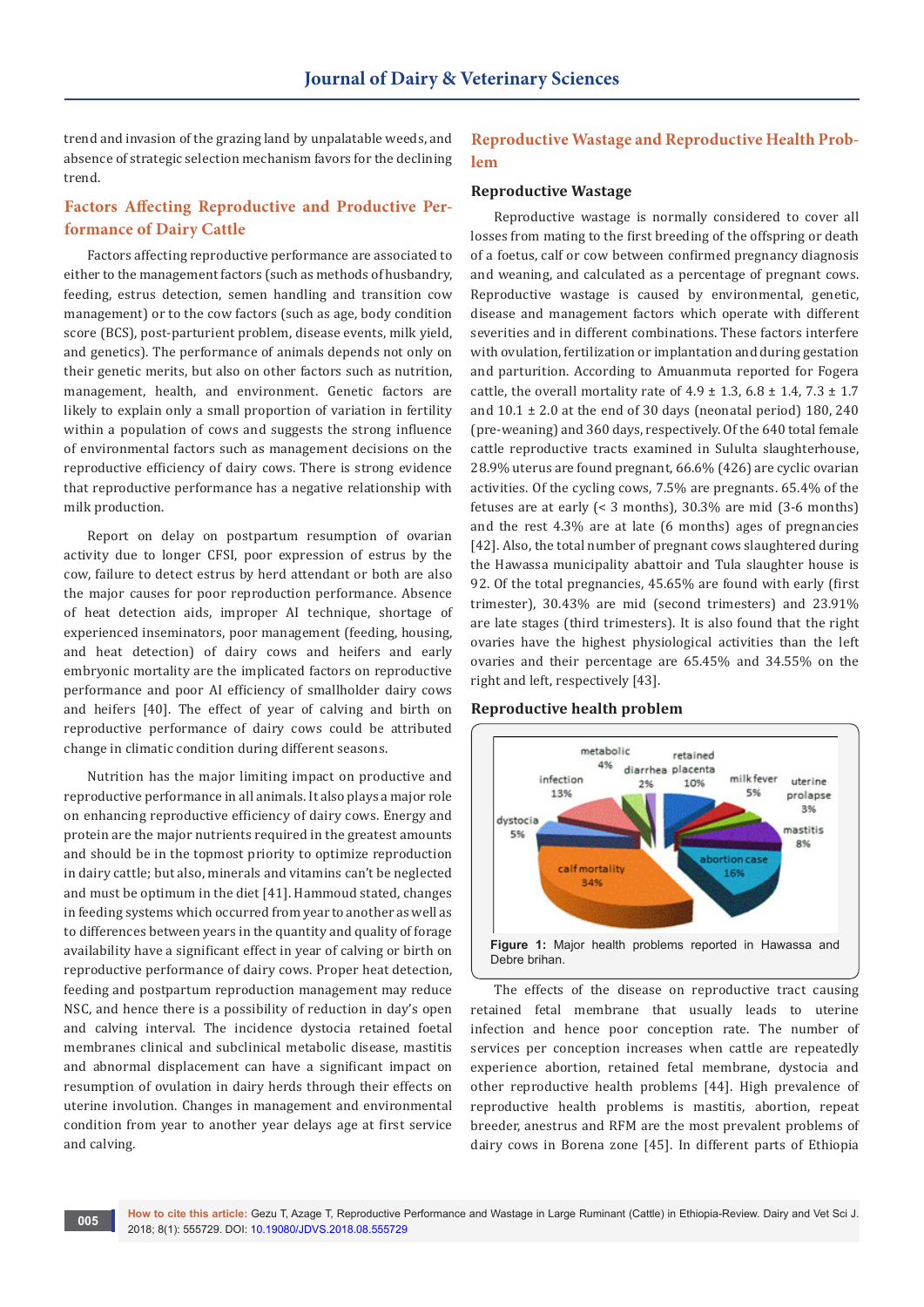trend and invasion of the grazing land by unpalatable weeds, and absence of strategic selection mechanism favors for the declining trend.

## Factors Affecting Reproductive and Productive Performance of Dairy Cattle

Factors affecting reproductive performance are associated to either to the management factors (such as methods of husbandry, feeding, estrus detection, semen handling and transition cow management) or to the cow factors (such as age, body condition score (BCS), post-parturient problem, disease events, milk yield, and genetics). The performance of animals depends not only on their genetic merits, but also on other factors such as nutrition, management, health, and environment. Genetic factors are likely to explain only a small proportion of variation in fertility within a population of cows and suggests the strong influence of environmental factors such as management decisions on the reproductive efficiency of dairy cows. There is strong evidence that reproductive performance has a negative relationship with milk production.

Report on delay on postpartum resumption of ovarian activity due to longer CFSI, poor expression of estrus by the cow, failure to detect estrus by herd attendant or both are also the major causes for poor reproduction performance. Absence of heat detection aids, improper AI technique, shortage of experienced inseminators, poor management (feeding, housing, and heat detection) of dairy cows and heifers and early embryonic mortality are the implicated factors on reproductive performance and poor AI efficiency of smallholder dairy cows and heifers [40]. The effect of year of calving and birth on reproductive performance of dairy cows could be attributed change in climatic condition during different seasons.

Nutrition has the major limiting impact on productive and reproductive performance in all animals. It also plays a major role on enhancing reproductive efficiency of dairy cows. Energy and protein are the major nutrients required in the greatest amounts and should be in the topmost priority to optimize reproduction in dairy cattle; but also, minerals and vitamins can't be neglected and must be optimum in the diet [41]. Hammoud stated, changes in feeding systems which occurred from year to another as well as to differences between years in the quantity and quality of forage availability have a significant effect in year of calving or birth on reproductive performance of dairy cows. Proper heat detection, feeding and postpartum reproduction management may reduce NSC, and hence there is a possibility of reduction in day's open and calving interval. The incidence dystocia retained foetal membranes clinical and subclinical metabolic disease, mastitis and abnormal displacement can have a significant impact on resumption of ovulation in dairy herds through their effects on uterine involution. Changes in management and environmental condition from year to another year delays age at first service and calving.

## Reproductive Wastage and Reproductive Health Problem

### Reproductive Wastage

Reproductive wastage is normally considered to cover all losses from mating to the first breeding of the offspring or death of a foetus, calf or cow between confirmed pregnancy diagnosis and weaning, and calculated as a percentage of pregnant cows. Reproductive wastage is caused by environmental, genetic, disease and management factors which operate with different severities and in different combinations. These factors interfere with ovulation, fertilization or implantation and during gestation and parturition. According to Amuanmuta reported for Fogera cattle, the overall mortality rate of 4.9 ± 1.3, 6.8 ± 1.4, 7.3 ± 1.7 and 10.1 ± 2.0 at the end of 30 days (neonatal period) 180, 240 (pre-weaning) and 360 days, respectively. Of the 640 total female cattle reproductive tracts examined in Sululta slaughterhouse, 28.9% uterus are found pregnant, 66.6% (426) are cyclic ovarian activities. Of the cycling cows, 7.5% are pregnants. 65.4% of the fetuses are at early (< 3 months), 30.3% are mid (3-6 months) and the rest 4.3% are at late (6 months) ages of pregnancies [42]. Also, the total number of pregnant cows slaughtered during the Hawassa municipality abattoir and Tula slaughter house is 92. Of the total pregnancies, 45.65% are found with early (first trimester), 30.43% are mid (second trimesters) and 23.91% are late stages (third trimesters). It is also found that the right ovaries have the highest physiological activities than the left ovaries and their percentage are 65.45% and 34.55% on the right and left, respectively [43].

### Reproductive health problem

**Figure 1:** Major health problems reported in Hawassa and Debre brihan.

The effects of the disease on reproductive tract causing retained fetal membrane that usually leads to uterine infection and hence poor conception rate. The number of services per conception increases when cattle are repeatedly experience abortion, retained fetal membrane, dystocia and other reproductive health problems [44]. High prevalence of reproductive health problems is mastitis, abortion, repeat breeder, anestrus and RFM are the most prevalent problems of dairy cows in Borena zone [45]. In different parts of Ethiopia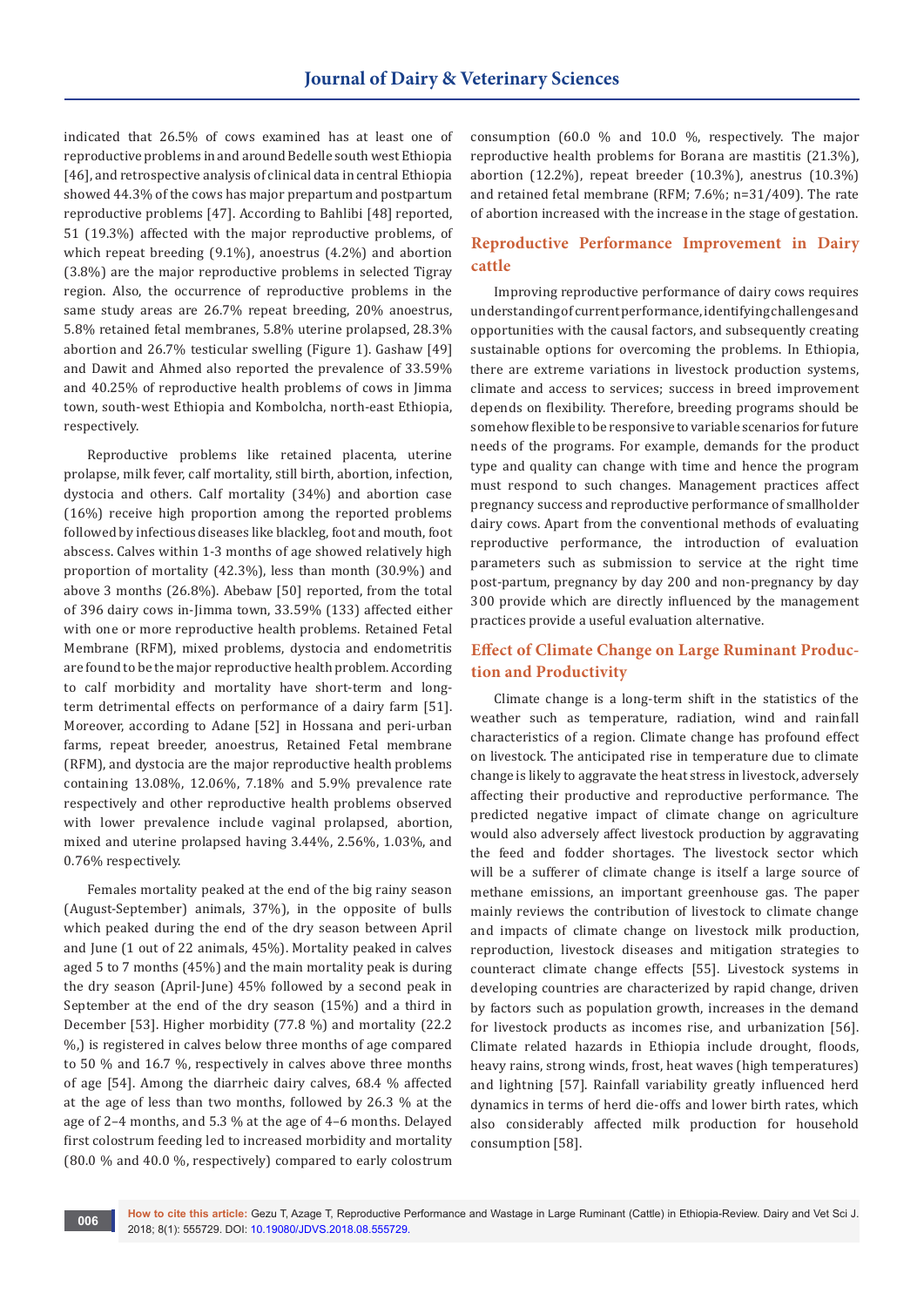indicated that 26.5% of cows examined has at least one of reproductive problems in and around Bedelle south west Ethiopia [46], and retrospective analysis of clinical data in central Ethiopia showed 44.3% of the cows has major prepartum and postpartum reproductive problems [47]. According to Bahlibi [48] reported, 51 (19.3%) affected with the major reproductive problems, of which repeat breeding (9.1%), anoestrus (4.2%) and abortion (3.8%) are the major reproductive problems in selected Tigray region. Also, the occurrence of reproductive problems in the same study areas are 26.7% repeat breeding, 20% anoestrus, 5.8% retained fetal membranes, 5.8% uterine prolapsed, 28.3% abortion and 26.7% testicular swelling (Figure 1). Gashaw [49] and Dawit and Ahmed also reported the prevalence of 33.59% and 40.25% of reproductive health problems of cows in Jimma town, south-west Ethiopia and Kombolcha, north-east Ethiopia, respectively.

Reproductive problems like retained placenta, uterine prolapse, milk fever, calf mortality, still birth, abortion, infection, dystocia and others. Calf mortality (34%) and abortion case (16%) receive high proportion among the reported problems followed by infectious diseases like blackleg, foot and mouth, foot abscess. Calves within 1-3 months of age showed relatively high proportion of mortality (42.3%), less than month (30.9%) and above 3 months (26.8%). Abebaw [50] reported, from the total of 396 dairy cows in-Jimma town, 33.59% (133) affected either with one or more reproductive health problems. Retained Fetal Membrane (RFM), mixed problems, dystocia and endometritis are found to be the major reproductive health problem. According to calf morbidity and mortality have short-term and long-term detrimental effects on performance of a dairy farm [51]. Moreover, according to Adane [52] in Hossana and peri-urban farms, repeat breeder, anoestrus, Retained Fetal membrane (RFM), and dystocia are the major reproductive health problems containing 13.08%, 12.06%, 7.18% and 5.9% prevalence rate respectively and other reproductive health problems observed with lower prevalence include vaginal prolapsed, abortion, mixed and uterine prolapsed having 3.44%, 2.56%, 1.03%, and 0.76% respectively.

Females mortality peaked at the end of the big rainy season (August-September) animals, 37%), in the opposite of bulls which peaked during the end of the dry season between April and June (1 out of 22 animals, 45%). Mortality peaked in calves aged 5 to 7 months (45%) and the main mortality peak is during the dry season (April-June) 45% followed by a second peak in September at the end of the dry season (15%) and a third in December [53]. Higher morbidity (77.8 %) and mortality (22.2 %,) is registered in calves below three months of age compared to 50 % and 16.7 %, respectively in calves above three months of age [54]. Among the diarrheic dairy calves, 68.4 % affected at the age of less than two months, followed by 26.3 % at the age of 2–4 months, and 5.3 % at the age of 4–6 months. Delayed first colostrum feeding led to increased morbidity and mortality (80.0 % and 40.0 %, respectively) compared to early colostrum consumption (60.0 % and 10.0 %, respectively. The major reproductive health problems for Borana are mastitis (21.3%), abortion (12.2%), repeat breeder (10.3%), anestrus (10.3%) and retained fetal membrane (RFM; 7.6%; n=31/409). The rate of abortion increased with the increase in the stage of gestation.

## Reproductive Performance Improvement in Dairy cattle

Improving reproductive performance of dairy cows requires understanding of current performance, identifying challenges and opportunities with the causal factors, and subsequently creating sustainable options for overcoming the problems. In Ethiopia, there are extreme variations in livestock production systems, climate and access to services; success in breed improvement depends on flexibility. Therefore, breeding programs should be somehow flexible to be responsive to variable scenarios for future needs of the programs. For example, demands for the product type and quality can change with time and hence the program must respond to such changes. Management practices affect pregnancy success and reproductive performance of smallholder dairy cows. Apart from the conventional methods of evaluating reproductive performance, the introduction of evaluation parameters such as submission to service at the right time post-partum, pregnancy by day 200 and non-pregnancy by day 300 provide which are directly influenced by the management practices provide a useful evaluation alternative.

## Effect of Climate Change on Large Ruminant Production and Productivity

Climate change is a long-term shift in the statistics of the weather such as temperature, radiation, wind and rainfall characteristics of a region. Climate change has profound effect on livestock. The anticipated rise in temperature due to climate change is likely to aggravate the heat stress in livestock, adversely affecting their productive and reproductive performance. The predicted negative impact of climate change on agriculture would also adversely affect livestock production by aggravating the feed and fodder shortages. The livestock sector which will be a sufferer of climate change is itself a large source of methane emissions, an important greenhouse gas. The paper mainly reviews the contribution of livestock to climate change and impacts of climate change on livestock milk production, reproduction, livestock diseases and mitigation strategies to counteract climate change effects [55]. Livestock systems in developing countries are characterized by rapid change, driven by factors such as population growth, increases in the demand for livestock products as incomes rise, and urbanization [56]. Climate related hazards in Ethiopia include drought, floods, heavy rains, strong winds, frost, heat waves (high temperatures) and lightning [57]. Rainfall variability greatly influenced herd dynamics in terms of herd die-offs and lower birth rates, which also considerably affected milk production for household consumption [58].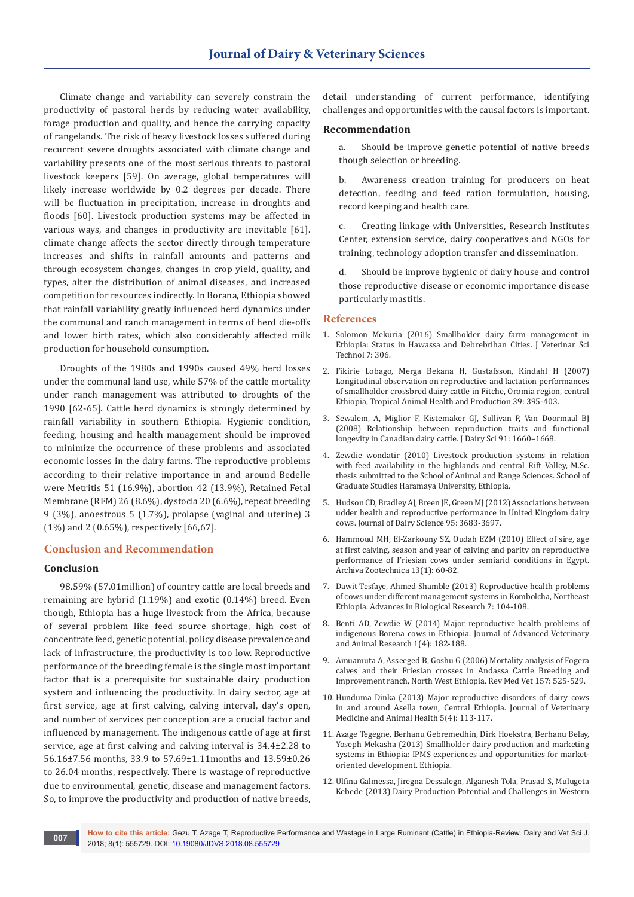Climate change and variability can severely constrain the productivity of pastoral herds by reducing water availability, forage production and quality, and hence the carrying capacity of rangelands. The risk of heavy livestock losses suffered during recurrent severe droughts associated with climate change and variability presents one of the most serious threats to pastoral livestock keepers [59]. On average, global temperatures will likely increase worldwide by 0.2 degrees per decade. There will be fluctuation in precipitation, increase in droughts and floods [60]. Livestock production systems may be affected in various ways, and changes in productivity are inevitable [61]. climate change affects the sector directly through temperature increases and shifts in rainfall amounts and patterns and through ecosystem changes, changes in crop yield, quality, and types, alter the distribution of animal diseases, and increased competition for resources indirectly. In Borana, Ethiopia showed that rainfall variability greatly influenced herd dynamics under the communal and ranch management in terms of herd die-offs and lower birth rates, which also considerably affected milk production for household consumption.

Droughts of the 1980s and 1990s caused 49% herd losses under the communal land use, while 57% of the cattle mortality under ranch management was attributed to droughts of the 1990 [62-65]. Cattle herd dynamics is strongly determined by rainfall variability in southern Ethiopia. Hygienic condition, feeding, housing and health management should be improved to minimize the occurrence of these problems and associated economic losses in the dairy farms. The reproductive problems according to their relative importance in and around Bedelle were Metritis 51 (16.9%), abortion 42 (13.9%), Retained Fetal Membrane (RFM) 26 (8.6%), dystocia 20 (6.6%), repeat breeding 9 (3%), anoestrous 5 (1.7%), prolapse (vaginal and uterine) 3 (1%) and 2 (0.65%), respectively [66,67].

## Conclusion and Recommendation

### Conclusion

98.59% (57.01million) of country cattle are local breeds and remaining are hybrid (1.19%) and exotic (0.14%) breed. Even though, Ethiopia has a huge livestock from the Africa, because of several problem like feed source shortage, high cost of concentrate feed, genetic potential, policy disease prevalence and lack of infrastructure, the productivity is too low. Reproductive performance of the breeding female is the single most important factor that is a prerequisite for sustainable dairy production system and influencing the productivity. In dairy sector, age at first service, age at first calving, calving interval, day's open, and number of services per conception are a crucial factor and influenced by management. The indigenous cattle of age at first service, age at first calving and calving interval is 34.4±2.28 to 56.16±7.56 months, 33.9 to 57.69±1.11months and 13.59±0.26 to 26.04 months, respectively. There is wastage of reproductive due to environmental, genetic, disease and management factors. So, to improve the productivity and production of native breeds, detail understanding of current performance, identifying challenges and opportunities with the causal factors is important.

### Recommendation

a. Should be improve genetic potential of native breeds though selection or breeding.

b. Awareness creation training for producers on heat detection, feeding and feed ration formulation, housing, record keeping and health care.

c. Creating linkage with Universities, Research Institutes Center, extension service, dairy cooperatives and NGOs for training, technology adoption transfer and dissemination.

d. Should be improve hygienic of dairy house and control those reproductive disease or economic importance disease particularly mastitis.

## References

1. Solomon Mekuria (2016) Smallholder dairy farm management in Ethiopia: Status in Hawassa and Debrebrihan Cities. J Veterinar Sci Technol 7: 306.
2. Fikirie Lobago, Merga Bekana H, Gustafsson, Kindahl H (2007) Longitudinal observation on reproductive and lactation performances of smallholder crossbred dairy cattle in Fitche, Oromia region, central Ethiopia, Tropical Animal Health and Production 39: 395-403.
3. Sewalem, A, Miglior F, Kistemaker GJ, Sullivan P, Van Doormaal BJ (2008) Relationship between reproduction traits and functional longevity in Canadian dairy cattle. J Dairy Sci 91: 1660–1668.
4. Zewdie wondatir (2010) Livestock production systems in relation with feed availability in the highlands and central Rift Valley, M.Sc. thesis submitted to the School of Animal and Range Sciences. School of Graduate Studies Haramaya University, Ethiopia.
5. Hudson CD, Bradley AJ, Breen JE, Green MJ (2012) Associations between udder health and reproductive performance in United Kingdom dairy cows. Journal of Dairy Science 95: 3683-3697.
6. Hammoud MH, El-Zarkouny SZ, Oudah EZM (2010) Effect of sire, age at first calving, season and year of calving and parity on reproductive performance of Friesian cows under semiarid conditions in Egypt. Archiva Zootechnica 13(1): 60-82.
7. Dawit Tesfaye, Ahmed Shamble (2013) Reproductive health problems of cows under different management systems in Kombolcha, Northeast Ethiopia. Advances in Biological Research 7: 104-108.
8. Benti AD, Zewdie W (2014) Major reproductive health problems of indigenous Borena cows in Ethiopia. Journal of Advanced Veterinary and Animal Research 1(4): 182-188.
9. Amuamuta A, Asseged B, Goshu G (2006) Mortality analysis of Fogera calves and their Friesian crosses in Andassa Cattle Breeding and Improvement ranch, North West Ethiopia. Rev Med Vet 157: 525-529.
10. Hunduma Dinka (2013) Major reproductive disorders of dairy cows in and around Asella town, Central Ethiopia. Journal of Veterinary Medicine and Animal Health 5(4): 113-117.
11. Azage Tegegne, Berhanu Gebremedhin, Dirk Hoekstra, Berhanu Belay, Yoseph Mekasha (2013) Smallholder dairy production and marketing systems in Ethiopia: IPMS experiences and opportunities for market-oriented development. Ethiopia.
12. Ulfina Galmessa, Jiregna Dessalegn, Alganesh Tola, Prasad S, Mulugeta Kebede (2013) Dairy Production Potential and Challenges in Western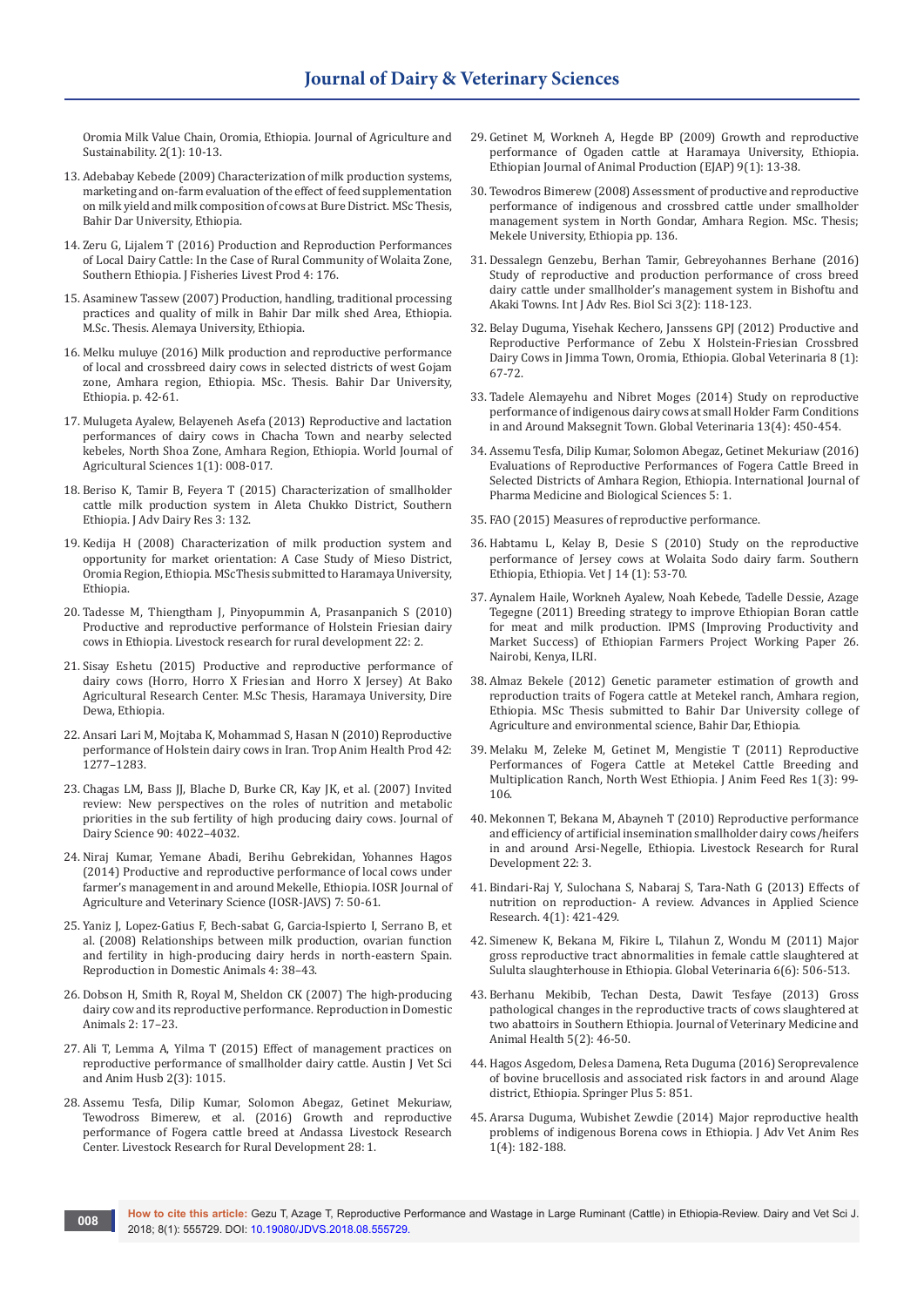Oromia Milk Value Chain, Oromia, Ethiopia. Journal of Agriculture and Sustainability. 2(1): 10-13.

13. Adebabay Kebede (2009) Characterization of milk production systems, marketing and on-farm evaluation of the effect of feed supplementation on milk yield and milk composition of cows at Bure District. MSc Thesis, Bahir Dar University, Ethiopia.
14. Zeru G, Lijalem T (2016) Production and Reproduction Performances of Local Dairy Cattle: In the Case of Rural Community of Wolaita Zone, Southern Ethiopia. J Fisheries Livest Prod 4: 176.
15. Asaminew Tassew (2007) Production, handling, traditional processing practices and quality of milk in Bahir Dar milk shed Area, Ethiopia. M.Sc. Thesis. Alemaya University, Ethiopia.
16. Melku muluye (2016) Milk production and reproductive performance of local and crossbreed dairy cows in selected districts of west Gojam zone, Amhara region, Ethiopia. MSc. Thesis. Bahir Dar University, Ethiopia. p. 42-61.
17. Mulugeta Ayalew, Belayeneh Asefa (2013) Reproductive and lactation performances of dairy cows in Chacha Town and nearby selected kebeles, North Shoa Zone, Amhara Region, Ethiopia. World Journal of Agricultural Sciences 1(1): 008-017.
18. Beriso K, Tamir B, Feyera T (2015) Characterization of smallholder cattle milk production system in Aleta Chukko District, Southern Ethiopia. J Adv Dairy Res 3: 132.
19. Kedija H (2008) Characterization of milk production system and opportunity for market orientation: A Case Study of Mieso District, Oromia Region, Ethiopia. MScThesis submitted to Haramaya University, Ethiopia.
20. Tadesse M, Thiengtham J, Pinyopummin A, Prasanpanich S (2010) Productive and reproductive performance of Holstein Friesian dairy cows in Ethiopia. Livestock research for rural development 22: 2.
21. Sisay Eshetu (2015) Productive and reproductive performance of dairy cows (Horro, Horro X Friesian and Horro X Jersey) At Bako Agricultural Research Center. M.Sc Thesis, Haramaya University, Dire Dewa, Ethiopia.
22. Ansari Lari M, Mojtaba K, Mohammad S, Hasan N (2010) Reproductive performance of Holstein dairy cows in Iran. Trop Anim Health Prod 42: 1277–1283.
23. Chagas LM, Bass JJ, Blache D, Burke CR, Kay JK, et al. (2007) Invited review: New perspectives on the roles of nutrition and metabolic priorities in the sub fertility of high producing dairy cows. Journal of Dairy Science 90: 4022–4032.
24. Niraj Kumar, Yemane Abadi, Berihu Gebrekidan, Yohannes Hagos (2014) Productive and reproductive performance of local cows under farmer's management in and around Mekelle, Ethiopia. IOSR Journal of Agriculture and Veterinary Science (IOSR-JAVS) 7: 50-61.
25. Yaniz J, Lopez-Gatius F, Bech-sabat G, Garcia-Ispierto I, Serrano B, et al. (2008) Relationships between milk production, ovarian function and fertility in high-producing dairy herds in north-eastern Spain. Reproduction in Domestic Animals 4: 38–43.
26. Dobson H, Smith R, Royal M, Sheldon CK (2007) The high-producing dairy cow and its reproductive performance. Reproduction in Domestic Animals 2: 17–23.
27. Ali T, Lemma A, Yilma T (2015) Effect of management practices on reproductive performance of smallholder dairy cattle. Austin J Vet Sci and Anim Husb 2(3): 1015.
28. Assemu Tesfa, Dilip Kumar, Solomon Abegaz, Getinet Mekuriaw, Tewodross Bimerew, et al. (2016) Growth and reproductive performance of Fogera cattle breed at Andassa Livestock Research Center. Livestock Research for Rural Development 28: 1.
29. Getinet M, Workneh A, Hegde BP (2009) Growth and reproductive performance of Ogaden cattle at Haramaya University, Ethiopia. Ethiopian Journal of Animal Production (EJAP) 9(1): 13-38.
30. Tewodros Bimerew (2008) Assessment of productive and reproductive performance of indigenous and crossbred cattle under smallholder management system in North Gondar, Amhara Region. MSc. Thesis; Mekele University, Ethiopia pp. 136.
31. Dessalegn Genzebu, Berhan Tamir, Gebreyohannes Berhane (2016) Study of reproductive and production performance of cross breed dairy cattle under smallholder's management system in Bishoftu and Akaki Towns. Int J Adv Res. Biol Sci 3(2): 118-123.
32. Belay Duguma, Yisehak Kechero, Janssens GPJ (2012) Productive and Reproductive Performance of Zebu X Holstein-Friesian Crossbred Dairy Cows in Jimma Town, Oromia, Ethiopia. Global Veterinaria 8 (1): 67-72.
33. Tadele Alemayehu and Nibret Moges (2014) Study on reproductive performance of indigenous dairy cows at small Holder Farm Conditions in and Around Maksegnit Town. Global Veterinaria 13(4): 450-454.
34. Assemu Tesfa, Dilip Kumar, Solomon Abegaz, Getinet Mekuriaw (2016) Evaluations of Reproductive Performances of Fogera Cattle Breed in Selected Districts of Amhara Region, Ethiopia. International Journal of Pharma Medicine and Biological Sciences 5: 1.
35. FAO (2015) Measures of reproductive performance.
36. Habtamu L, Kelay B, Desie S (2010) Study on the reproductive performance of Jersey cows at Wolaita Sodo dairy farm. Southern Ethiopia, Ethiopia. Vet J 14 (1): 53-70.
37. Aynalem Haile, Workneh Ayalew, Noah Kebede, Tadelle Dessie, Azage Tegegne (2011) Breeding strategy to improve Ethiopian Boran cattle for meat and milk production. IPMS (Improving Productivity and Market Success) of Ethiopian Farmers Project Working Paper 26. Nairobi, Kenya, ILRI.
38. Almaz Bekele (2012) Genetic parameter estimation of growth and reproduction traits of Fogera cattle at Metekel ranch, Amhara region, Ethiopia. MSc Thesis submitted to Bahir Dar University college of Agriculture and environmental science, Bahir Dar, Ethiopia.
39. Melaku M, Zeleke M, Getinet M, Mengistie T (2011) Reproductive Performances of Fogera Cattle at Metekel Cattle Breeding and Multiplication Ranch, North West Ethiopia. J Anim Feed Res 1(3): 99-106.
40. Mekonnen T, Bekana M, Abayneh T (2010) Reproductive performance and efficiency of artificial insemination smallholder dairy cows /heifers in and around Arsi-Negelle, Ethiopia. Livestock Research for Rural Development 22: 3.
41. Bindari-Raj Y, Sulochana S, Nabaraj S, Tara-Nath G (2013) Effects of nutrition on reproduction- A review. Advances in Applied Science Research. 4(1): 421-429.
42. Simenew K, Bekana M, Fikire L, Tilahun Z, Wondu M (2011) Major gross reproductive tract abnormalities in female cattle slaughtered at Sululta slaughterhouse in Ethiopia. Global Veterinaria 6(6): 506-513.
43. Berhanu Mekibib, Techan Desta, Dawit Tesfaye (2013) Gross pathological changes in the reproductive tracts of cows slaughtered at two abattoirs in Southern Ethiopia. Journal of Veterinary Medicine and Animal Health 5(2): 46-50.
44. Hagos Asgedom, Delesa Damena, Reta Duguma (2016) Seroprevalence of bovine brucellosis and associated risk factors in and around Alage district, Ethiopia. Springer Plus 5: 851.
45. Ararsa Duguma, Wubishet Zewdie (2014) Major reproductive health problems of indigenous Borena cows in Ethiopia. J Adv Vet Anim Res 1(4): 182-188.

**How to cite this article:** Gezu T, Azage T, Reproductive Performance and Wastage in Large Ruminant (Cattle) in Ethiopia-Review. Dairy and Vet Sci J. 2018; 8(1): 555729. DOI: 10.19080/JDVS.2018.08.555729.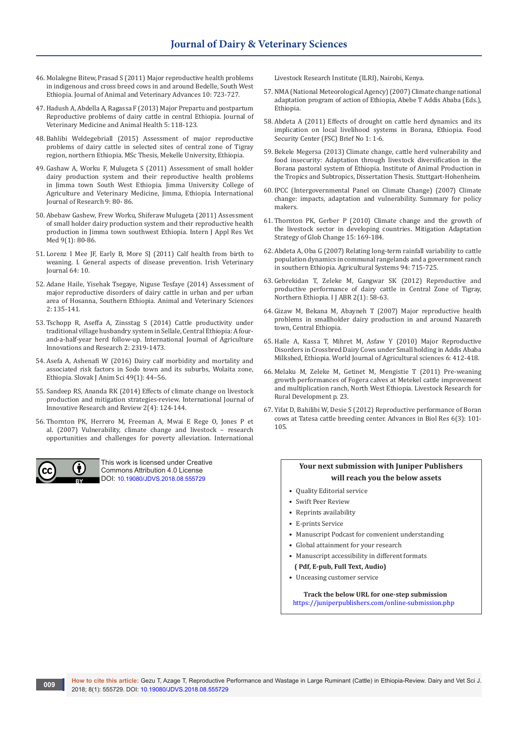46. Molalegne Bitew, Prasad S (2011) Major reproductive health problems in indigenous and cross breed cows in and around Bedelle, South West Ethiopia. Journal of Animal and Veterinary Advances 10: 723-727.

47. Hadush A, Abdella A, Ragassa F (2013) Major Prepartu and postpartum Reproductive problems of dairy cattle in central Ethiopia. Journal of Veterinary Medicine and Animal Health 5: 118-123.

48. Bahlibi Weldegebriall (2015) Assessment of major reproductive problems of dairy cattle in selected sites of central zone of Tigray region, northern Ethiopia. MSc Thesis, Mekelle University, Ethiopia.

49. Gashaw A, Worku F, Mulugeta S (2011) Assessment of small holder dairy production system and their reproductive health problems in Jimma town South West Ethiopia. Jimma University College of Agriculture and Veterinary Medicine, Jimma, Ethiopia. International Journal of Research 9: 80- 86.

50. Abebaw Gashew, Frew Worku, Shiferaw Mulugeta (2011) Assessment of small holder dairy production system and their reproductive health production in Jimma town southwest Ethiopia. Intern J Appl Res Vet Med 9(1): 80-86.

51. Lorenz I Mee JF, Early B, More SJ (2011) Calf health from birth to weaning. I. General aspects of disease prevention. Irish Veterinary Journal 64: 10.

52. Adane Haile, Yisehak Tsegaye, Niguse Tesfaye (2014) Assessment of major reproductive disorders of dairy cattle in urban and per urban area of Hosanna, Southern Ethiopia. Animal and Veterinary Sciences 2: 135-141.

53. Tschopp R, Aseffa A, Zinsstag S (2014) Cattle productivity under traditional village husbandry system in Sellale, Central Ethiopia: A four-and-a-half-year herd follow-up. International Journal of Agriculture Innovations and Research 2: 2319-1473.

54. Asefa A, Ashenafi W (2016) Dairy calf morbidity and mortality and associated risk factors in Sodo town and its suburbs, Wolaita zone, Ethiopia. Slovak J Anim Sci 49(1): 44–56.

55. Sandeep RS, Ananda RK (2014) Effects of climate change on livestock production and mitigation strategies-review. International Journal of Innovative Research and Review 2(4): 124-144.

56. Thornton PK, Herrero M, Freeman A, Mwai E Rege O, Jones P et al. (2007) Vulnerability, climate change and livestock – research opportunities and challenges for poverty alleviation. International Livestock Research Institute (ILRI), Nairobi, Kenya.

57. NMA (National Meteorological Agency) (2007) Climate change national adaptation program of action of Ethiopia, Abebe T Addis Ababa (Eds.), Ethiopia.

58. Abdeta A (2011) Effects of drought on cattle herd dynamics and its implication on local livelihood systems in Borana, Ethiopia. Food Security Center (FSC) Brief No 1: 1-6.

59. Bekele Megersa (2013) Climate change, cattle herd vulnerability and food insecurity: Adaptation through livestock diversification in the Borana pastoral system of Ethiopia. Institute of Animal Production in the Tropics and Subtropics, Dissertation Thesis. Stuttgart-Hohenheim.

60. IPCC (Intergovernmental Panel on Climate Change) (2007) Climate change: impacts, adaptation and vulnerability. Summary for policy makers.

61. Thornton PK, Gerber P (2010) Climate change and the growth of the livestock sector in developing countries. Mitigation Adaptation Strategy of Glob Change 15: 169-184.

62. Abdeta A, Oba G (2007) Relating long-term rainfall variability to cattle population dynamics in communal rangelands and a government ranch in southern Ethiopia. Agricultural Systems 94: 715-725.

63. Gebrekidan T, Zeleke M, Gangwar SK (2012) Reproductive and productive performance of dairy cattle in Central Zone of Tigray, Northern Ethiopia. I J ABR 2(1): 58-63.

64. Gizaw M, Bekana M, Abayneh T (2007) Major reproductive health problems in smallholder dairy production in and around Nazareth town, Central Ethiopia.

65. Haile A, Kassa T, Mihret M, Asfaw Y (2010) Major Reproductive Disorders in Crossbred Dairy Cows under Small holding in Addis Ababa Milkshed, Ethiopia. World Journal of Agricultural sciences 6: 412-418.

66. Melaku M, Zeleke M, Getinet M, Mengistie T (2011) Pre-weaning growth performances of Fogera calves at Metekel cattle improvement and multiplication ranch, North West Ethiopia. Livestock Research for Rural Development p. 23.

67. Yifat D, Bahilibi W, Desie S (2012) Reproductive performance of Boran cows at Tatesa cattle breeding center. Advances in Biol Res 6(3): 101-105.

This work is licensed under Creative Commons Attribution 4.0 License
DOI: 10.19080/JDVS.2018.08.555729

**Your next submission with Juniper Publishers will reach you the below assets**

- Quality Editorial service
- Swift Peer Review
- Reprints availability
- E-prints Service
- Manuscript Podcast for convenient understanding
- Global attainment for your research
- Manuscript accessibility in different formats
  **( Pdf, E-pub, Full Text, Audio)**
- Unceasing customer service

**Track the below URL for one-step submission**
https://juniperpublishers.com/online-submission.php